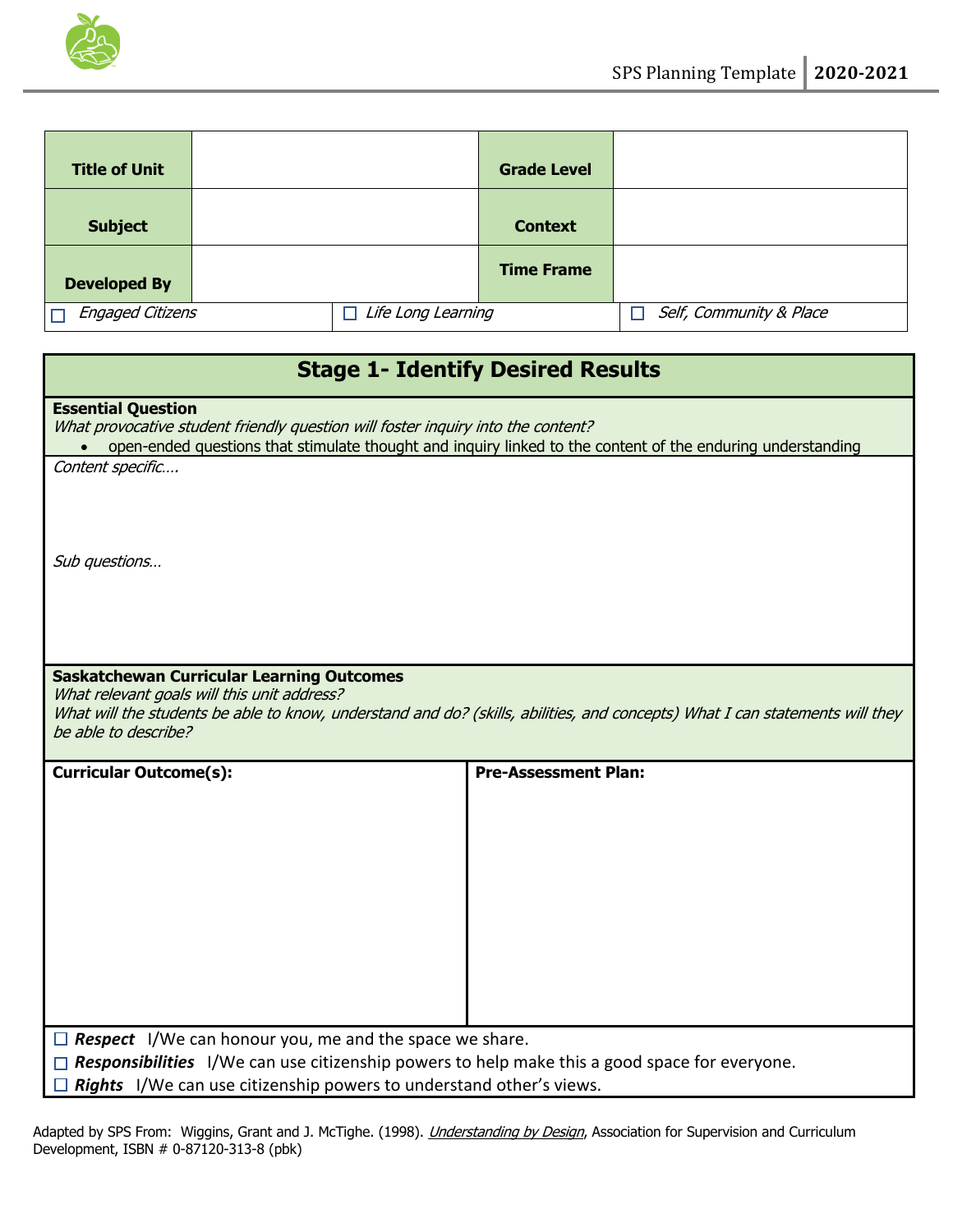| Title of Unit | | Grade Level | |
|---|---|---|---|
| Subject | | Context | |
| Developed By | | Time Frame | |

☐ *Engaged Citizens* ☐ *Life Long Learning* ☐ *Self, Community & Place*

## Stage 1- Identify Desired Results

**Essential Question**

*What provocative student friendly question will foster inquiry into the content?*

- open-ended questions that stimulate thought and inquiry linked to the content of the enduring understanding

*Content specific….*

*Sub questions…*

**Saskatchewan Curricular Learning Outcomes**

*What relevant goals will this unit address?*

*What will the students be able to know, understand and do? (skills, abilities, and concepts) What I can statements will they be able to describe?*

| Curricular Outcome(s): | Pre-Assessment Plan: |
|---|---|
| | |

☐ ***Respect*** I/We can honour you, me and the space we share.

☐ ***Responsibilities*** I/We can use citizenship powers to help make this a good space for everyone.

☐ ***Rights*** I/We can use citizenship powers to understand other's views.

Adapted by SPS From: Wiggins, Grant and J. McTighe. (1998). *Understanding by Design*, Association for Supervision and Curriculum Development, ISBN # 0-87120-313-8 (pbk)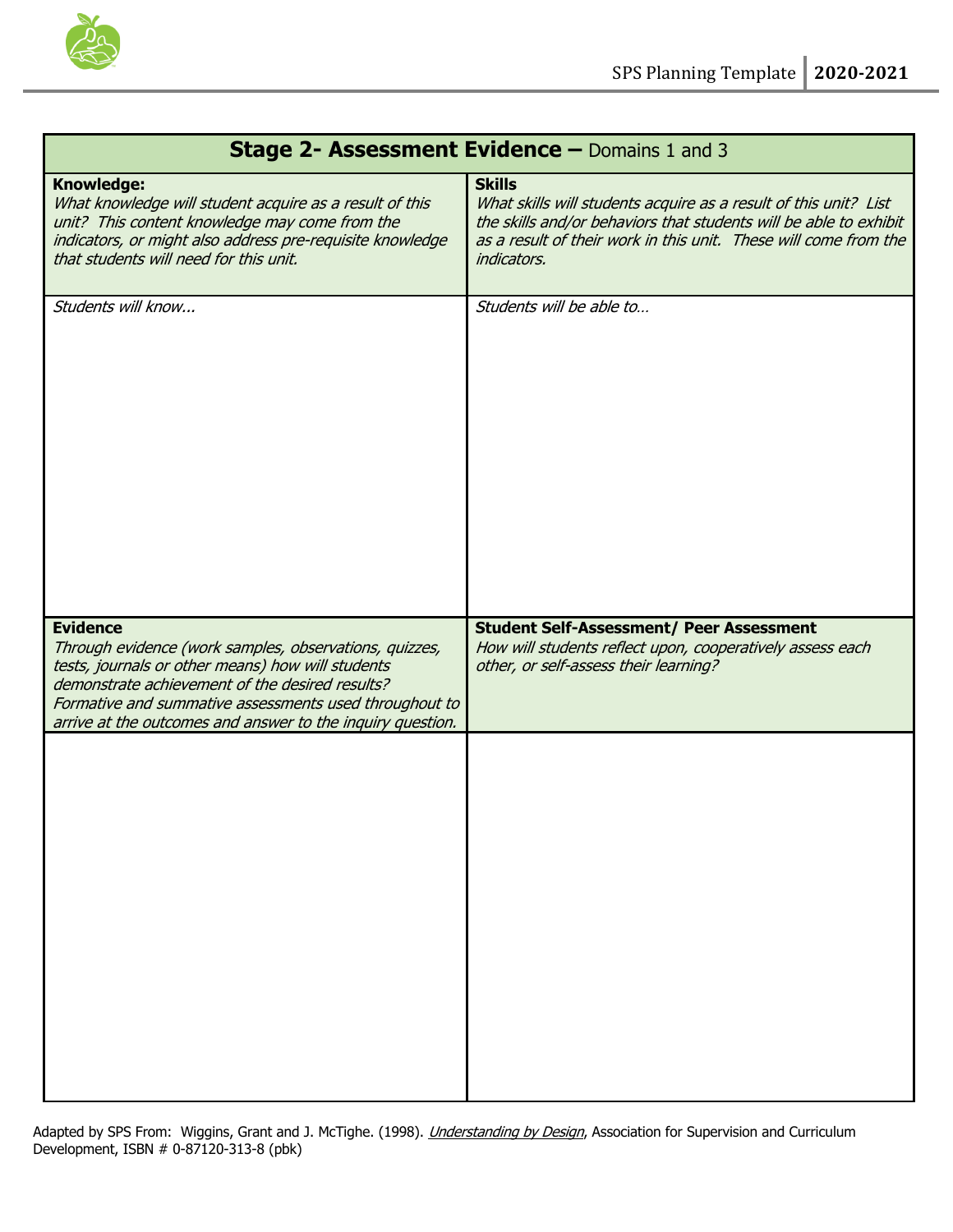## Stage 2- Assessment Evidence – Domains 1 and 3

| **Knowledge:** *What knowledge will student acquire as a result of this unit? This content knowledge may come from the indicators, or might also address pre-requisite knowledge that students will need for this unit.* | **Skills** *What skills will students acquire as a result of this unit? List the skills and/or behaviors that students will be able to exhibit as a result of their work in this unit. These will come from the indicators.* |
|---|---|
| *Students will know...* | *Students will be able to…* |
| **Evidence** *Through evidence (work samples, observations, quizzes, tests, journals or other means) how will students demonstrate achievement of the desired results? Formative and summative assessments used throughout to arrive at the outcomes and answer to the inquiry question.* | **Student Self-Assessment/ Peer Assessment** *How will students reflect upon, cooperatively assess each other, or self-assess their learning?* |
| | |

Adapted by SPS From: Wiggins, Grant and J. McTighe. (1998). *Understanding by Design*, Association for Supervision and Curriculum Development, ISBN # 0-87120-313-8 (pbk)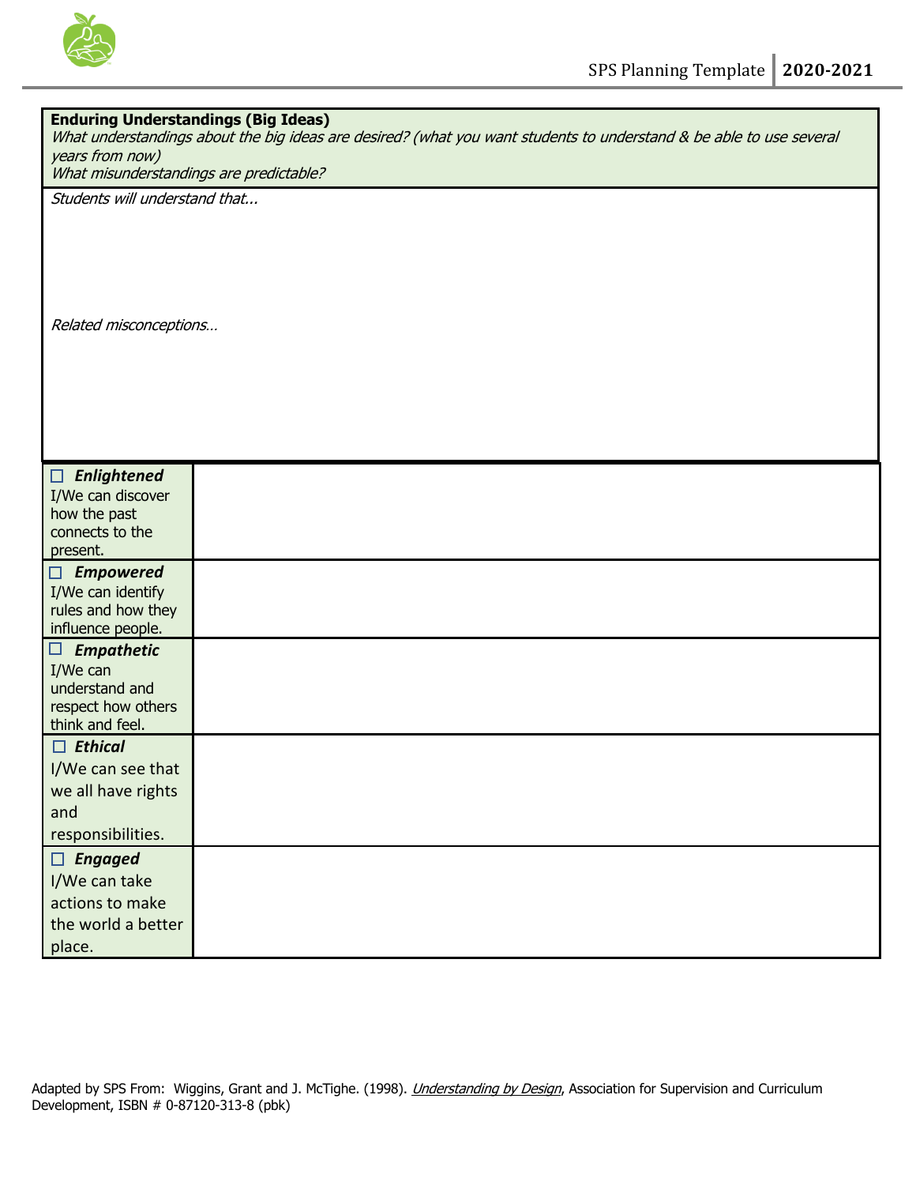| **Enduring Understandings (Big Ideas)**<br>*What understandings about the big ideas are desired? (what you want students to understand & be able to use several years from now)*<br>*What misunderstandings are predictable?* |
|---|
| *Students will understand that...*<br><br><br><br>*Related misconceptions…* |

| | |
|---|---|
| ☐ ***Enlightened***<br>I/We can discover how the past connects to the present. | |
| ☐ ***Empowered***<br>I/We can identify rules and how they influence people. | |
| ☐ ***Empathetic***<br>I/We can understand and respect how others think and feel. | |
| ☐ ***Ethical***<br>I/We can see that we all have rights and responsibilities. | |
| ☐ ***Engaged***<br>I/We can take actions to make the world a better place. | |

Adapted by SPS From: Wiggins, Grant and J. McTighe. (1998). *Understanding by Design*, Association for Supervision and Curriculum Development, ISBN # 0-87120-313-8 (pbk)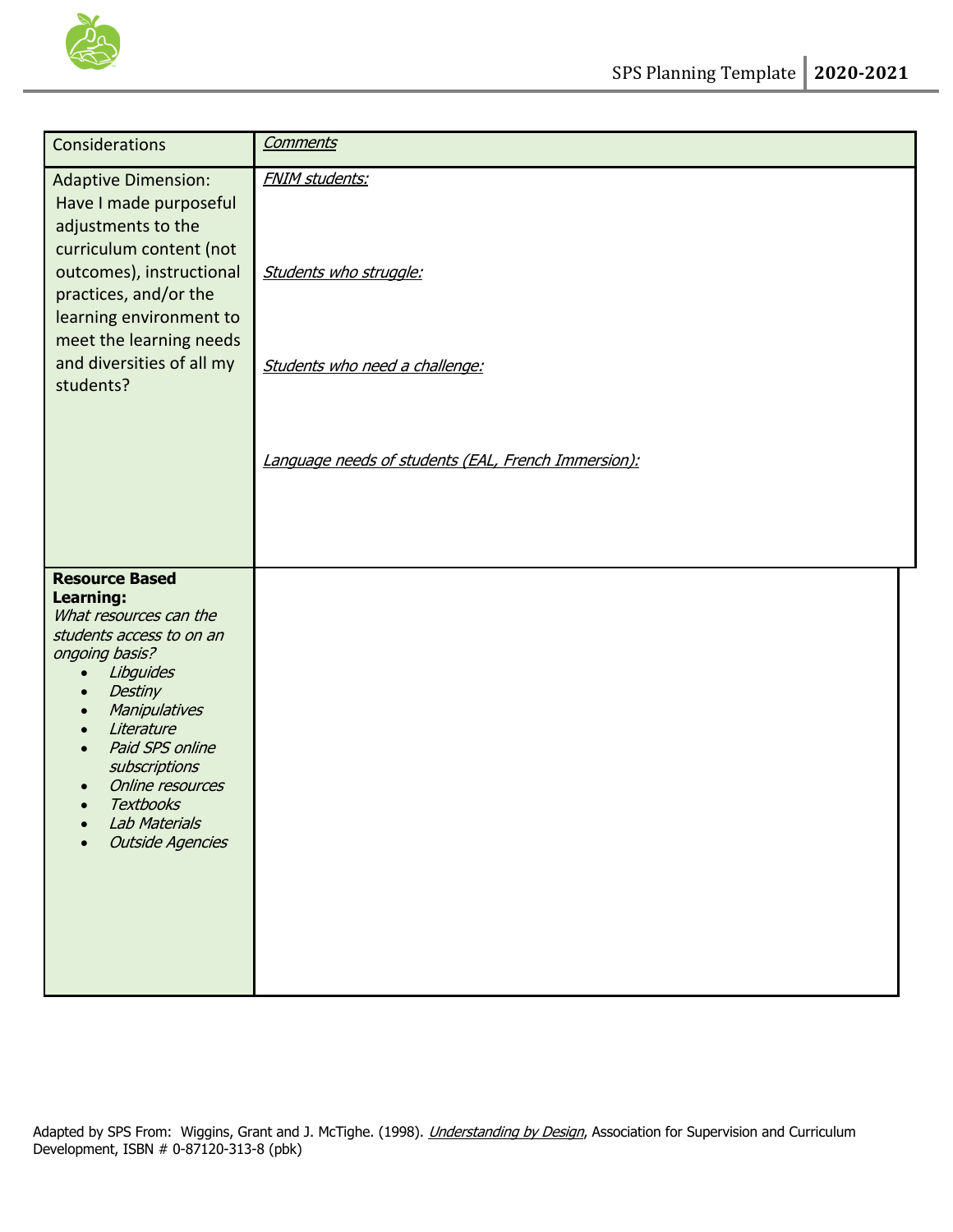| Considerations | *Comments* |
| --- | --- |
| Adaptive Dimension: Have I made purposeful adjustments to the curriculum content (not outcomes), instructional practices, and/or the learning environment to meet the learning needs and diversities of all my students? | *FNIM students:*<br><br>*Students who struggle:*<br><br>*Students who need a challenge:*<br><br>*Language needs of students (EAL, French Immersion):* |
| **Resource Based Learning:**<br>*What resources can the students access to on an ongoing basis?*<br>• *Libguides*<br>• *Destiny*<br>• *Manipulatives*<br>• *Literature*<br>• *Paid SPS online subscriptions*<br>• *Online resources*<br>• *Textbooks*<br>• *Lab Materials*<br>• *Outside Agencies* | |

Adapted by SPS From: Wiggins, Grant and J. McTighe. (1998). *Understanding by Design*, Association for Supervision and Curriculum Development, ISBN # 0-87120-313-8 (pbk)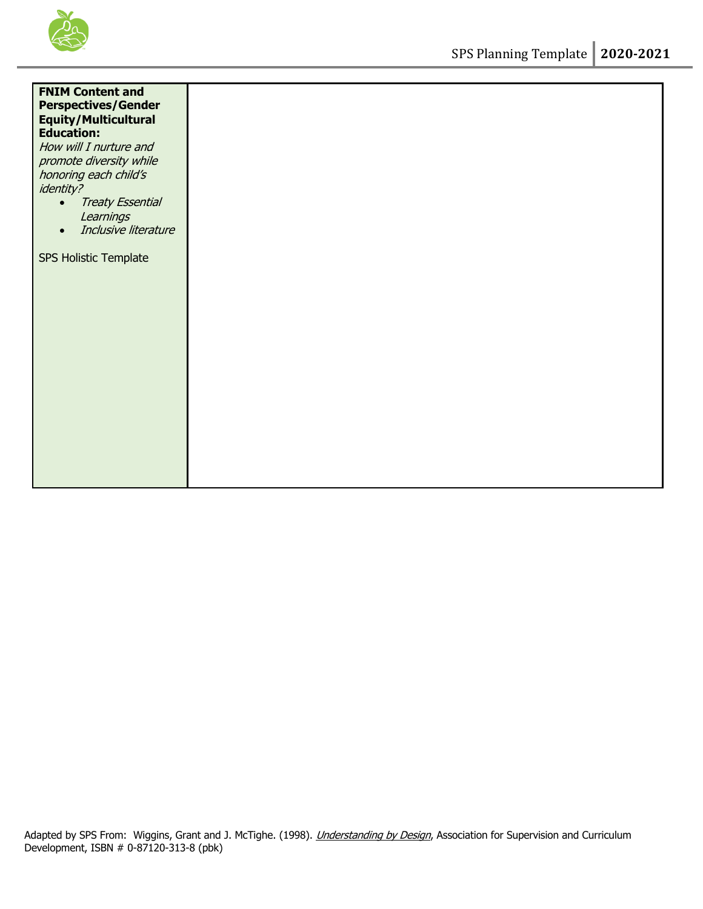| **FNIM Content and Perspectives/Gender Equity/Multicultural Education:**<br>*How will I nurture and promote diversity while honoring each child's identity?*<br>• *Treaty Essential Learnings*<br>• *Inclusive literature*<br><br>SPS Holistic Template | |
|---|---|

Adapted by SPS From: Wiggins, Grant and J. McTighe. (1998). *Understanding by Design*, Association for Supervision and Curriculum Development, ISBN # 0-87120-313-8 (pbk)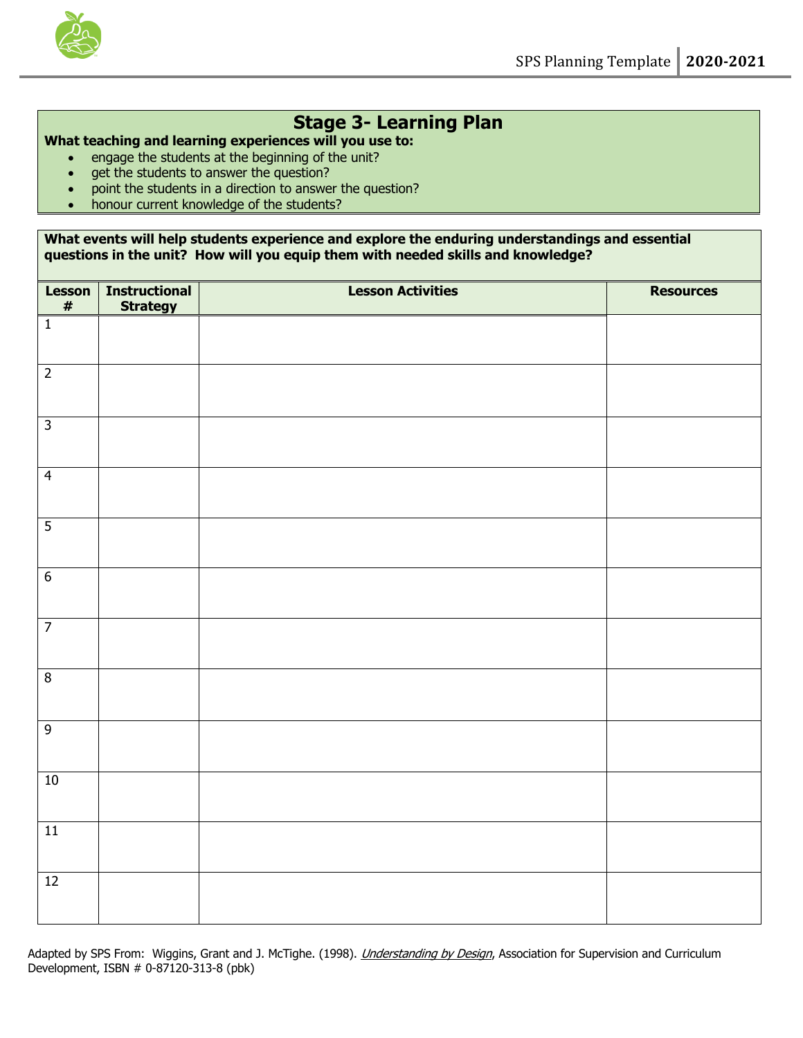## Stage 3- Learning Plan

**What teaching and learning experiences will you use to:**

- engage the students at the beginning of the unit?
- get the students to answer the question?
- point the students in a direction to answer the question?
- honour current knowledge of the students?

**What events will help students experience and explore the enduring understandings and essential questions in the unit? How will you equip them with needed skills and knowledge?**

| Lesson # | Instructional Strategy | Lesson Activities | Resources |
|---|---|---|---|
| 1 | | | |
| 2 | | | |
| 3 | | | |
| 4 | | | |
| 5 | | | |
| 6 | | | |
| 7 | | | |
| 8 | | | |
| 9 | | | |
| 10 | | | |
| 11 | | | |
| 12 | | | |

Adapted by SPS From: Wiggins, Grant and J. McTighe. (1998). *Understanding by Design*, Association for Supervision and Curriculum Development, ISBN # 0-87120-313-8 (pbk)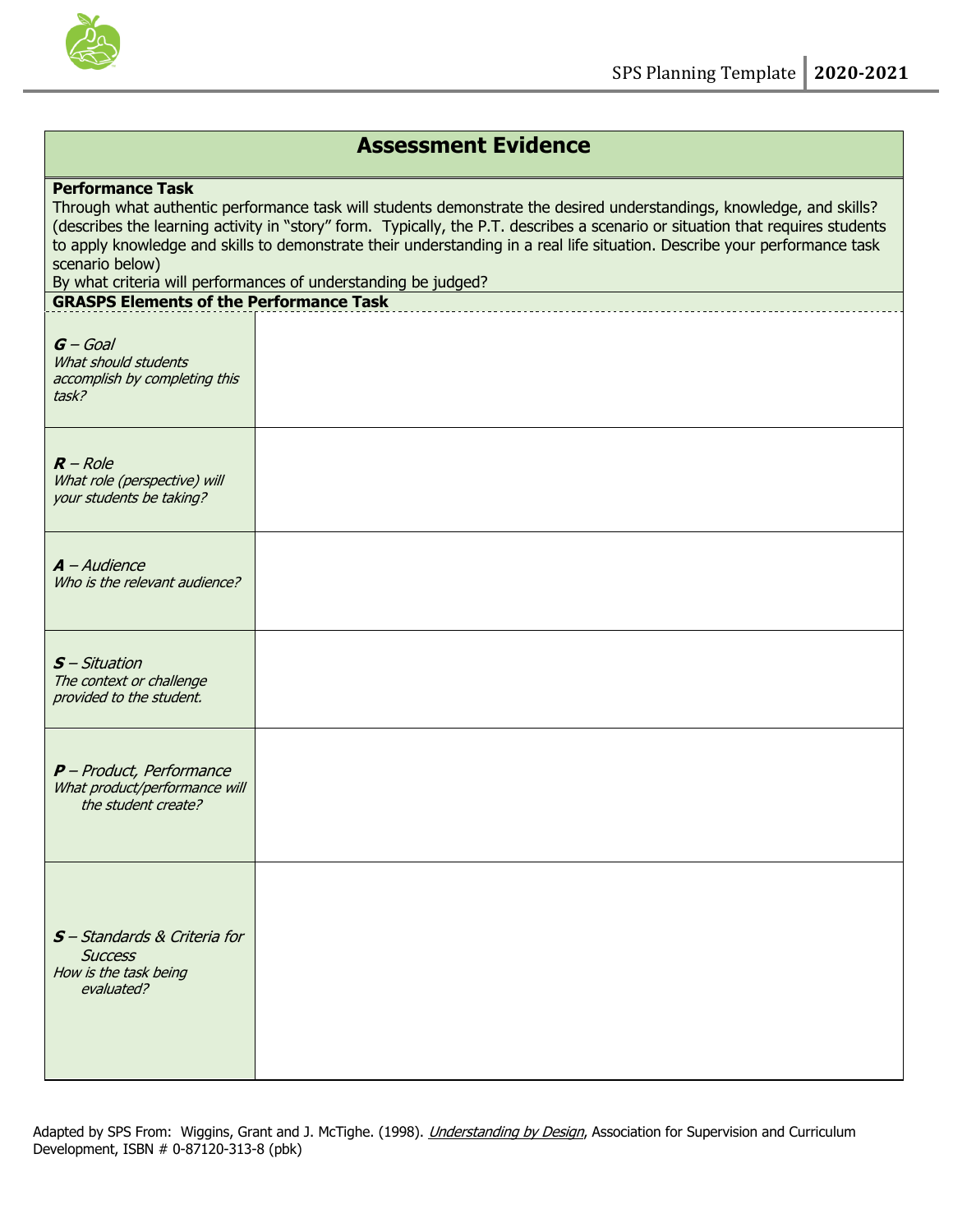## Assessment Evidence

**Performance Task**
Through what authentic performance task will students demonstrate the desired understandings, knowledge, and skills? (describes the learning activity in "story" form. Typically, the P.T. describes a scenario or situation that requires students to apply knowledge and skills to demonstrate their understanding in a real life situation. Describe your performance task scenario below)
By what criteria will performances of understanding be judged?

**GRASPS Elements of the Performance Task**

| | |
|---|---|
| ***G** – Goal*<br>*What should students accomplish by completing this task?* | |
| ***R** – Role*<br>*What role (perspective) will your students be taking?* | |
| ***A** – Audience*<br>*Who is the relevant audience?* | |
| ***S** – Situation*<br>*The context or challenge provided to the student.* | |
| ***P** – Product, Performance*<br>*What product/performance will the student create?* | |
| ***S** – Standards & Criteria for Success*<br>*How is the task being evaluated?* | |

Adapted by SPS From: Wiggins, Grant and J. McTighe. (1998). *Understanding by Design*, Association for Supervision and Curriculum Development, ISBN # 0-87120-313-8 (pbk)